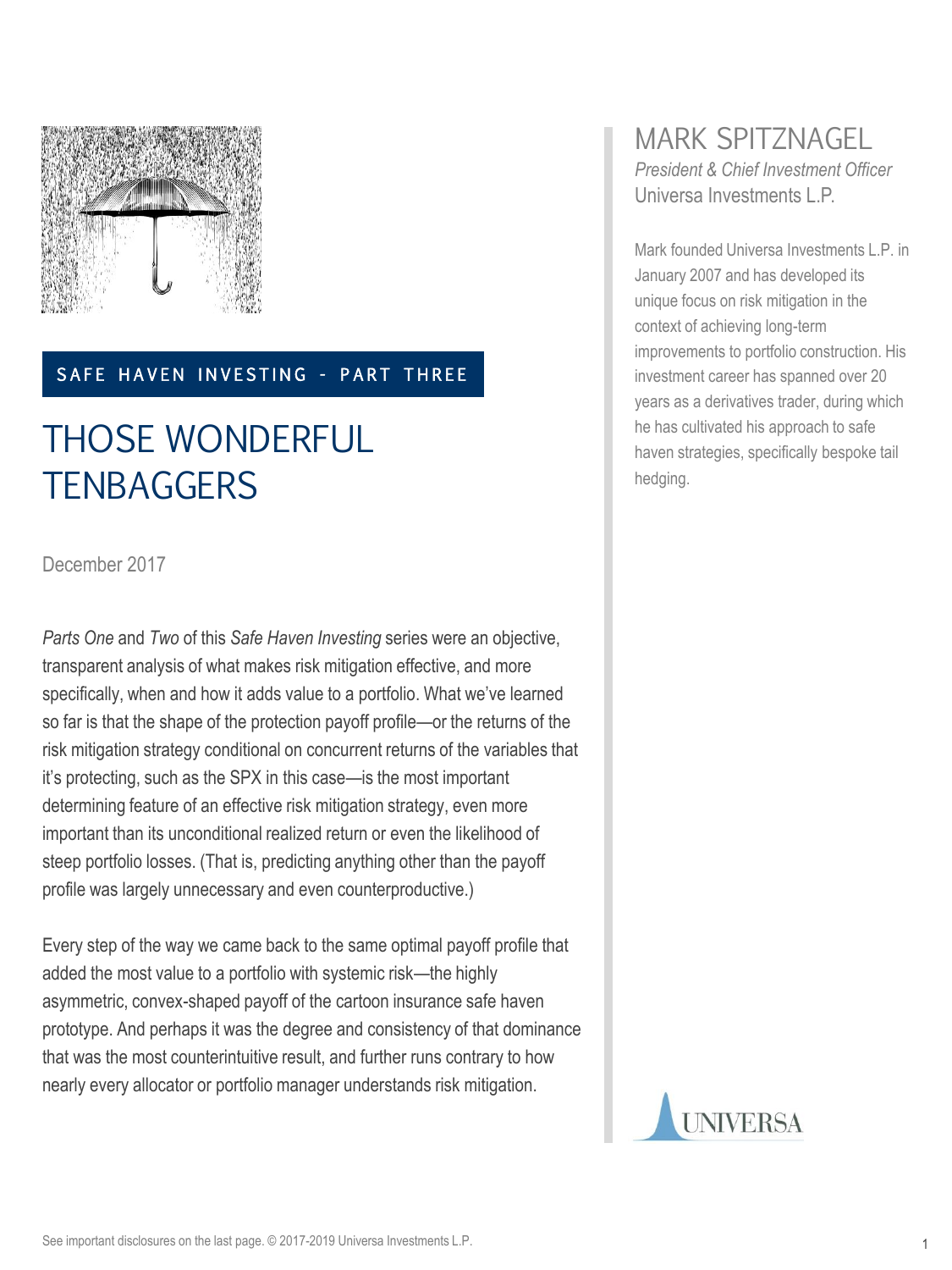SAFE HAVEN INVESTING - PART THREE

# THOSE WONDERFUL TENBAGGERS

December 2017

## MARK SPITZNAGEL

*President & Chief Investment Officer*
Universa Investments L.P.

Mark founded Universa Investments L.P. in January 2007 and has developed its unique focus on risk mitigation in the context of achieving long-term improvements to portfolio construction. His investment career has spanned over 20 years as a derivatives trader, during which he has cultivated his approach to safe haven strategies, specifically bespoke tail hedging.

*Parts One* and *Two* of this *Safe Haven Investing* series were an objective, transparent analysis of what makes risk mitigation effective, and more specifically, when and how it adds value to a portfolio. What we've learned so far is that the shape of the protection payoff profile—or the returns of the risk mitigation strategy conditional on concurrent returns of the variables that it's protecting, such as the SPX in this case—is the most important determining feature of an effective risk mitigation strategy, even more important than its unconditional realized return or even the likelihood of steep portfolio losses. (That is, predicting anything other than the payoff profile was largely unnecessary and even counterproductive.)

Every step of the way we came back to the same optimal payoff profile that added the most value to a portfolio with systemic risk—the highly asymmetric, convex-shaped payoff of the cartoon insurance safe haven prototype. And perhaps it was the degree and consistency of that dominance that was the most counterintuitive result, and further runs contrary to how nearly every allocator or portfolio manager understands risk mitigation.

See important disclosures on the last page. © 2017-2019 Universa Investments L.P.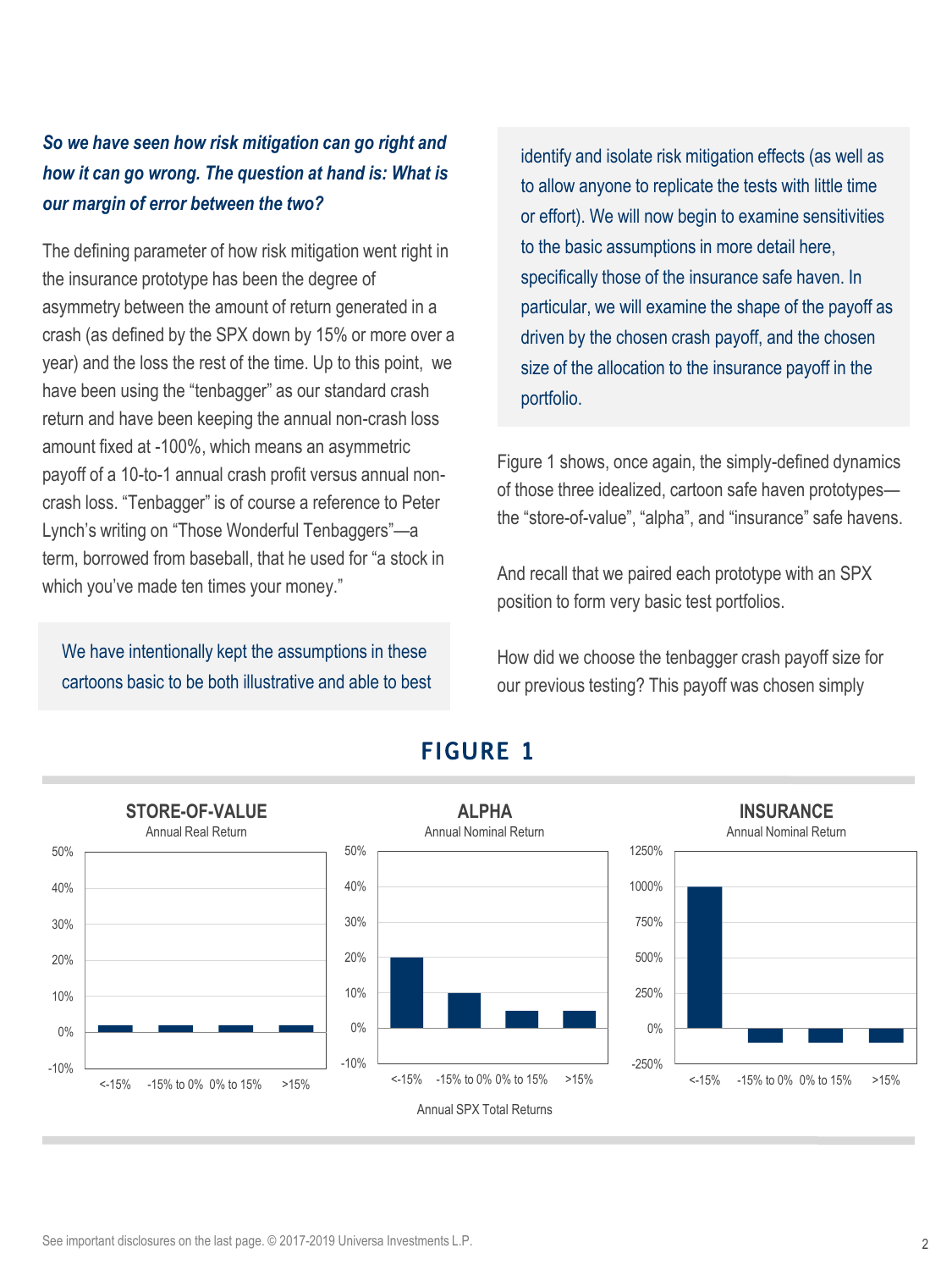***So we have seen how risk mitigation can go right and how it can go wrong. The question at hand is: What is our margin of error between the two?***

The defining parameter of how risk mitigation went right in the insurance prototype has been the degree of asymmetry between the amount of return generated in a crash (as defined by the SPX down by 15% or more over a year) and the loss the rest of the time. Up to this point, we have been using the "tenbagger" as our standard crash return and have been keeping the annual non-crash loss amount fixed at -100%, which means an asymmetric payoff of a 10-to-1 annual crash profit versus annual non-crash loss. "Tenbagger" is of course a reference to Peter Lynch's writing on "Those Wonderful Tenbaggers"—a term, borrowed from baseball, that he used for "a stock in which you've made ten times your money."

We have intentionally kept the assumptions in these cartoons basic to be both illustrative and able to best identify and isolate risk mitigation effects (as well as to allow anyone to replicate the tests with little time or effort). We will now begin to examine sensitivities to the basic assumptions in more detail here, specifically those of the insurance safe haven. In particular, we will examine the shape of the payoff as driven by the chosen crash payoff, and the chosen size of the allocation to the insurance payoff in the portfolio.

Figure 1 shows, once again, the simply-defined dynamics of those three idealized, cartoon safe haven prototypes—the "store-of-value", "alpha", and "insurance" safe havens.

And recall that we paired each prototype with an SPX position to form very basic test portfolios.

How did we choose the tenbagger crash payoff size for our previous testing? This payoff was chosen simply

## FIGURE 1

**STORE-OF-VALUE** — Annual Real Return

**ALPHA** — Annual Nominal Return

**INSURANCE** — Annual Nominal Return

| Annual SPX Total Returns | Store-of-Value | Alpha | Insurance |
|---|---|---|---|
| <-15% | ~2% | 20% | 1000% |
| -15% to 0% | ~2% | 10% | -100% |
| 0% to 15% | ~2% | 5% | -100% |
| >15% | ~2% | 5% | -100% |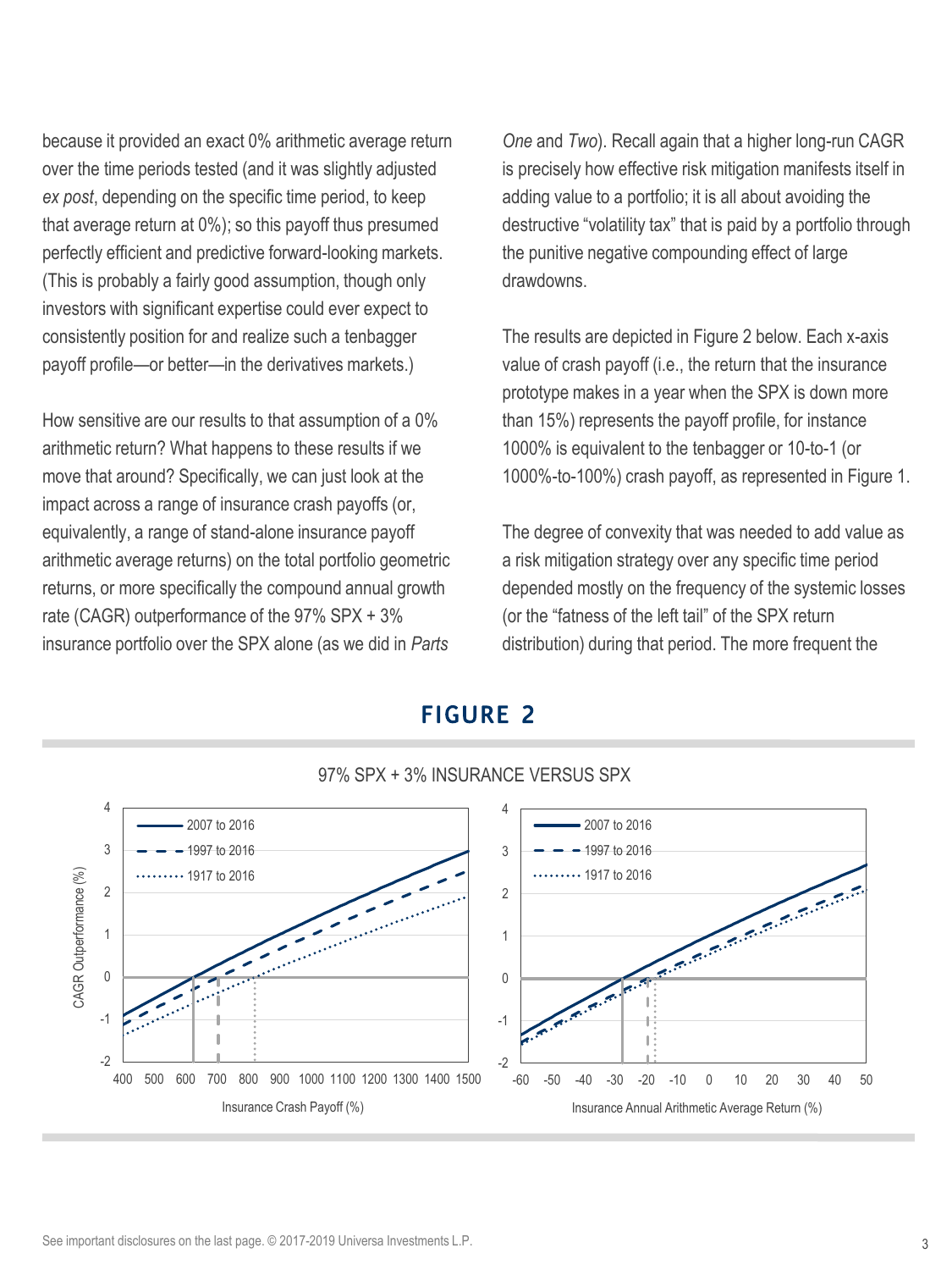because it provided an exact 0% arithmetic average return over the time periods tested (and it was slightly adjusted *ex post*, depending on the specific time period, to keep that average return at 0%); so this payoff thus presumed perfectly efficient and predictive forward-looking markets. (This is probably a fairly good assumption, though only investors with significant expertise could ever expect to consistently position for and realize such a tenbagger payoff profile—or better—in the derivatives markets.)

How sensitive are our results to that assumption of a 0% arithmetic return? What happens to these results if we move that around? Specifically, we can just look at the impact across a range of insurance crash payoffs (or, equivalently, a range of stand-alone insurance payoff arithmetic average returns) on the total portfolio geometric returns, or more specifically the compound annual growth rate (CAGR) outperformance of the 97% SPX + 3% insurance portfolio over the SPX alone (as we did in *Parts One* and *Two*). Recall again that a higher long-run CAGR is precisely how effective risk mitigation manifests itself in adding value to a portfolio; it is all about avoiding the destructive "volatility tax" that is paid by a portfolio through the punitive negative compounding effect of large drawdowns.

The results are depicted in Figure 2 below. Each x-axis value of crash payoff (i.e., the return that the insurance prototype makes in a year when the SPX is down more than 15%) represents the payoff profile, for instance 1000% is equivalent to the tenbagger or 10-to-1 (or 1000%-to-100%) crash payoff, as represented in Figure 1.

The degree of convexity that was needed to add value as a risk mitigation strategy over any specific time period depended mostly on the frequency of the systemic losses (or the "fatness of the left tail" of the SPX return distribution) during that period. The more frequent the

## FIGURE 2

97% SPX + 3% INSURANCE VERSUS SPX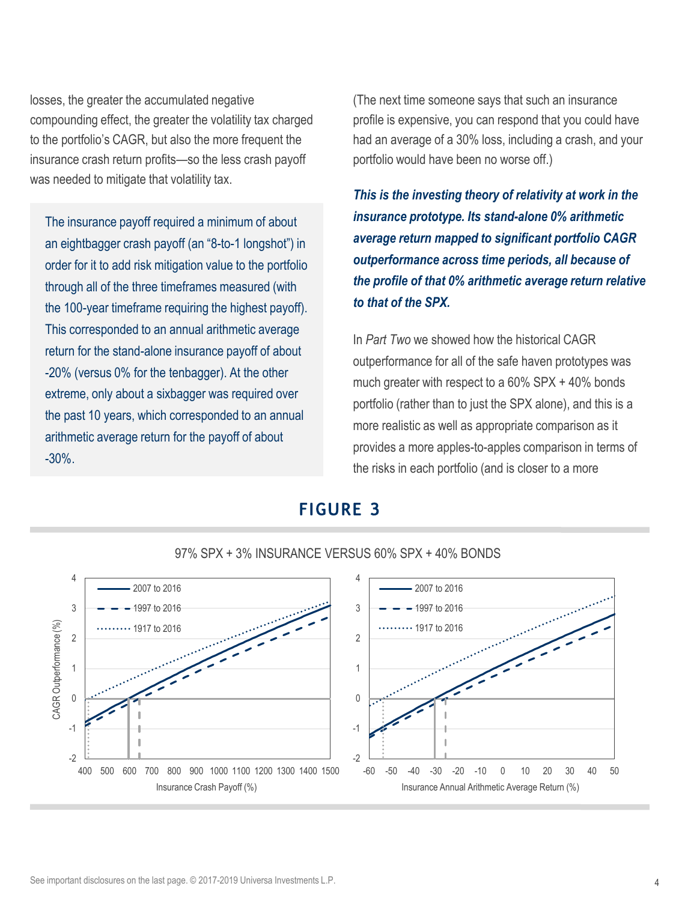losses, the greater the accumulated negative compounding effect, the greater the volatility tax charged to the portfolio's CAGR, but also the more frequent the insurance crash return profits—so the less crash payoff was needed to mitigate that volatility tax.

> The insurance payoff required a minimum of about an eightbagger crash payoff (an "8-to-1 longshot") in order for it to add risk mitigation value to the portfolio through all of the three timeframes measured (with the 100-year timeframe requiring the highest payoff). This corresponded to an annual arithmetic average return for the stand-alone insurance payoff of about -20% (versus 0% for the tenbagger). At the other extreme, only about a sixbagger was required over the past 10 years, which corresponded to an annual arithmetic average return for the payoff of about -30%.

(The next time someone says that such an insurance profile is expensive, you can respond that you could have had an average of a 30% loss, including a crash, and your portfolio would have been no worse off.)

***This is the investing theory of relativity at work in the insurance prototype. Its stand-alone 0% arithmetic average return mapped to significant portfolio CAGR outperformance across time periods, all because of the profile of that 0% arithmetic average return relative to that of the SPX.***

In *Part Two* we showed how the historical CAGR outperformance for all of the safe haven prototypes was much greater with respect to a 60% SPX + 40% bonds portfolio (rather than to just the SPX alone), and this is a more realistic as well as appropriate comparison as it provides a more apples-to-apples comparison in terms of the risks in each portfolio (and is closer to a more

## FIGURE 3

97% SPX + 3% INSURANCE VERSUS 60% SPX + 40% BONDS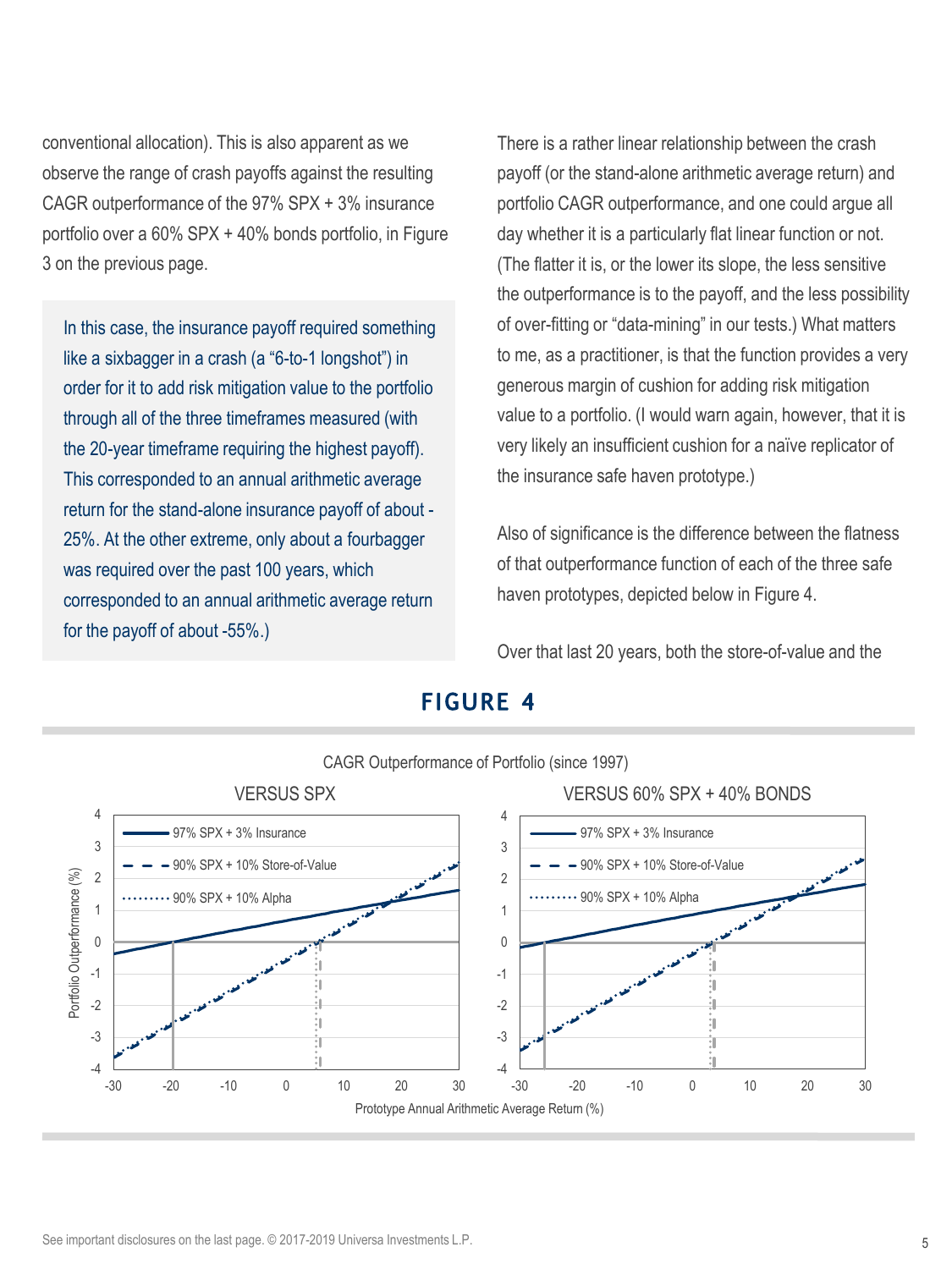conventional allocation). This is also apparent as we observe the range of crash payoffs against the resulting CAGR outperformance of the 97% SPX + 3% insurance portfolio over a 60% SPX + 40% bonds portfolio, in Figure 3 on the previous page.

> In this case, the insurance payoff required something like a sixbagger in a crash (a "6-to-1 longshot") in order for it to add risk mitigation value to the portfolio through all of the three timeframes measured (with the 20-year timeframe requiring the highest payoff). This corresponded to an annual arithmetic average return for the stand-alone insurance payoff of about -25%. At the other extreme, only about a fourbagger was required over the past 100 years, which corresponded to an annual arithmetic average return for the payoff of about -55%.)

There is a rather linear relationship between the crash payoff (or the stand-alone arithmetic average return) and portfolio CAGR outperformance, and one could argue all day whether it is a particularly flat linear function or not. (The flatter it is, or the lower its slope, the less sensitive the outperformance is to the payoff, and the less possibility of over-fitting or "data-mining" in our tests.) What matters to me, as a practitioner, is that the function provides a very generous margin of cushion for adding risk mitigation value to a portfolio. (I would warn again, however, that it is very likely an insufficient cushion for a naïve replicator of the insurance safe haven prototype.)

Also of significance is the difference between the flatness of that outperformance function of each of the three safe haven prototypes, depicted below in Figure 4.

Over that last 20 years, both the store-of-value and the

## FIGURE 4

CAGR Outperformance of Portfolio (since 1997)

VERSUS SPX | VERSUS 60% SPX + 40% BONDS

Legend: 97% SPX + 3% Insurance; 90% SPX + 10% Store-of-Value; 90% SPX + 10% Alpha

Y-axis: Portfolio Outperformance (%)

X-axis: Prototype Annual Arithmetic Average Return (%)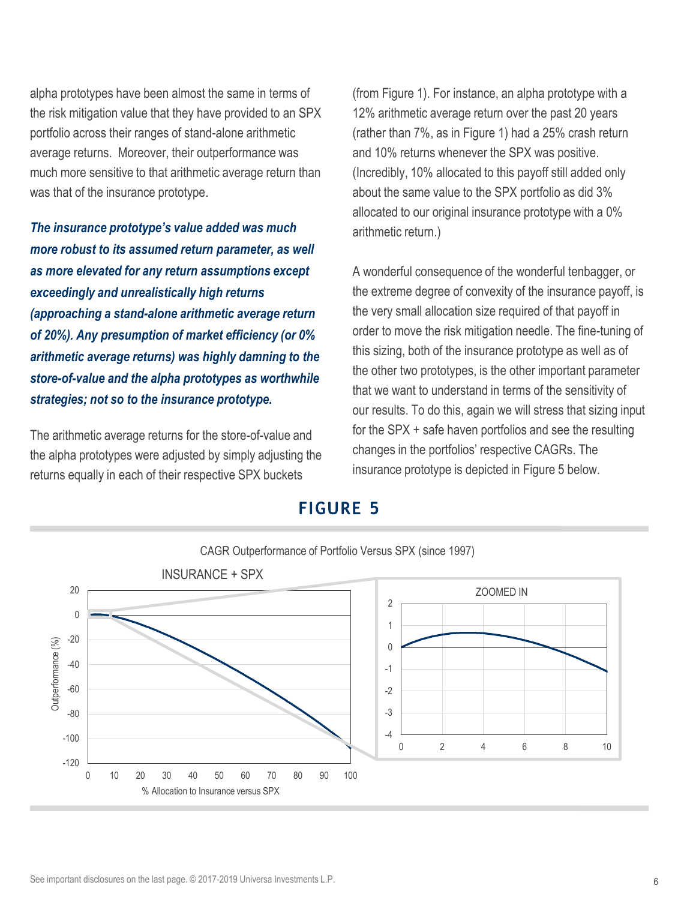alpha prototypes have been almost the same in terms of the risk mitigation value that they have provided to an SPX portfolio across their ranges of stand-alone arithmetic average returns. Moreover, their outperformance was much more sensitive to that arithmetic average return than was that of the insurance prototype.

***The insurance prototype's value added was much more robust to its assumed return parameter, as well as more elevated for any return assumptions except exceedingly and unrealistically high returns (approaching a stand-alone arithmetic average return of 20%). Any presumption of market efficiency (or 0% arithmetic average returns) was highly damning to the store-of-value and the alpha prototypes as worthwhile strategies; not so to the insurance prototype.***

The arithmetic average returns for the store-of-value and the alpha prototypes were adjusted by simply adjusting the returns equally in each of their respective SPX buckets (from Figure 1). For instance, an alpha prototype with a 12% arithmetic average return over the past 20 years (rather than 7%, as in Figure 1) had a 25% crash return and 10% returns whenever the SPX was positive. (Incredibly, 10% allocated to this payoff still added only about the same value to the SPX portfolio as did 3% allocated to our original insurance prototype with a 0% arithmetic return.)

A wonderful consequence of the wonderful tenbagger, or the extreme degree of convexity of the insurance payoff, is the very small allocation size required of that payoff in order to move the risk mitigation needle. The fine-tuning of this sizing, both of the insurance prototype as well as of the other two prototypes, is the other important parameter that we want to understand in terms of the sensitivity of our results. To do this, again we will stress that sizing input for the SPX + safe haven portfolios and see the resulting changes in the portfolios' respective CAGRs. The insurance prototype is depicted in Figure 5 below.

## FIGURE 5

CAGR Outperformance of Portfolio Versus SPX (since 1997)

INSURANCE + SPX | ZOOMED IN

Outperformance (%) vs. % Allocation to Insurance versus SPX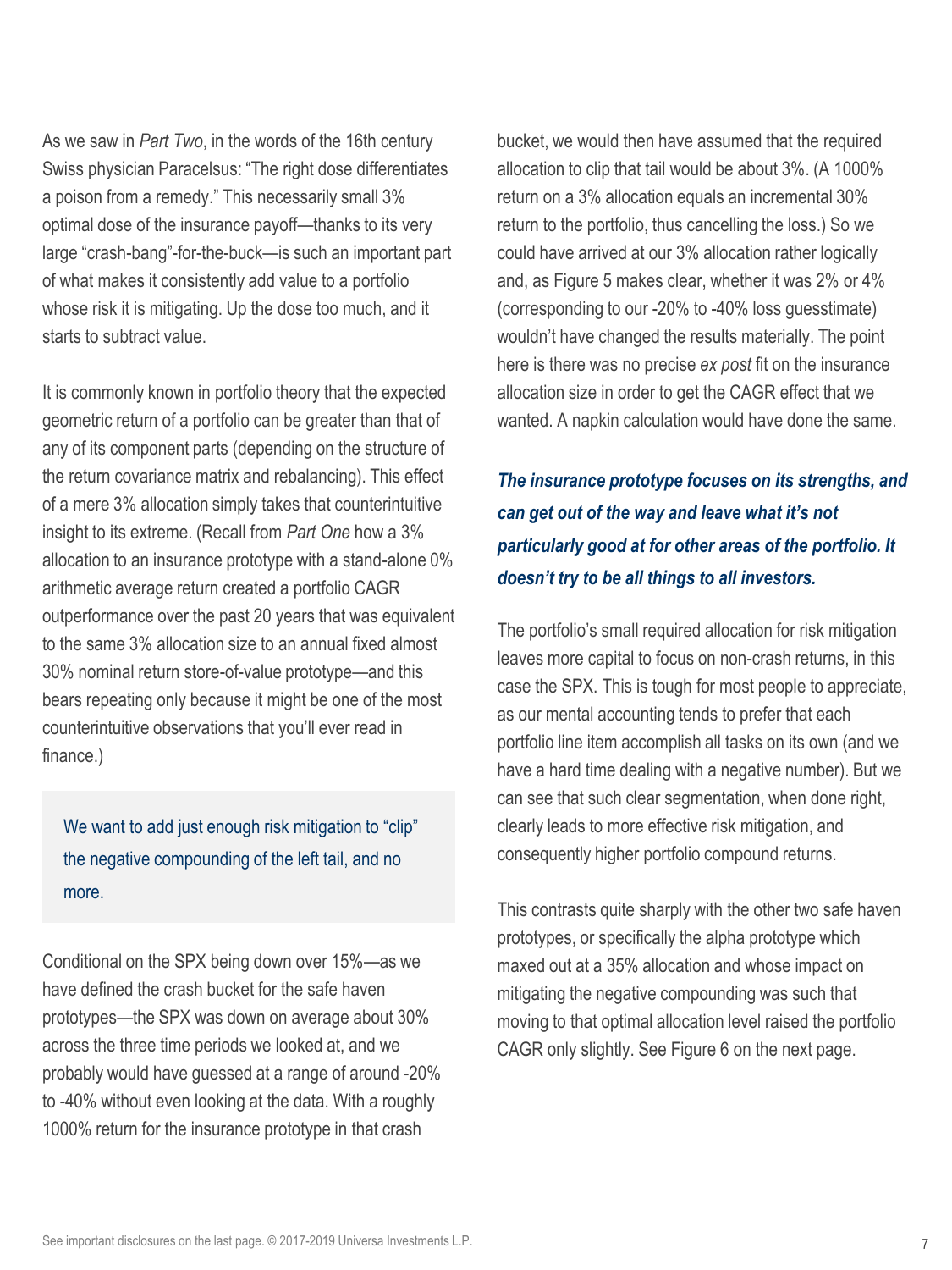As we saw in *Part Two*, in the words of the 16th century Swiss physician Paracelsus: "The right dose differentiates a poison from a remedy." This necessarily small 3% optimal dose of the insurance payoff—thanks to its very large "crash-bang"-for-the-buck—is such an important part of what makes it consistently add value to a portfolio whose risk it is mitigating. Up the dose too much, and it starts to subtract value.

It is commonly known in portfolio theory that the expected geometric return of a portfolio can be greater than that of any of its component parts (depending on the structure of the return covariance matrix and rebalancing). This effect of a mere 3% allocation simply takes that counterintuitive insight to its extreme. (Recall from *Part One* how a 3% allocation to an insurance prototype with a stand-alone 0% arithmetic average return created a portfolio CAGR outperformance over the past 20 years that was equivalent to the same 3% allocation size to an annual fixed almost 30% nominal return store-of-value prototype—and this bears repeating only because it might be one of the most counterintuitive observations that you'll ever read in finance.)

> We want to add just enough risk mitigation to "clip" the negative compounding of the left tail, and no more.

Conditional on the SPX being down over 15%—as we have defined the crash bucket for the safe haven prototypes—the SPX was down on average about 30% across the three time periods we looked at, and we probably would have guessed at a range of around -20% to -40% without even looking at the data. With a roughly 1000% return for the insurance prototype in that crash bucket, we would then have assumed that the required allocation to clip that tail would be about 3%. (A 1000% return on a 3% allocation equals an incremental 30% return to the portfolio, thus cancelling the loss.) So we could have arrived at our 3% allocation rather logically and, as Figure 5 makes clear, whether it was 2% or 4% (corresponding to our -20% to -40% loss guesstimate) wouldn't have changed the results materially. The point here is there was no precise *ex post* fit on the insurance allocation size in order to get the CAGR effect that we wanted. A napkin calculation would have done the same.

***The insurance prototype focuses on its strengths, and can get out of the way and leave what it's not particularly good at for other areas of the portfolio. It doesn't try to be all things to all investors.***

The portfolio's small required allocation for risk mitigation leaves more capital to focus on non-crash returns, in this case the SPX. This is tough for most people to appreciate, as our mental accounting tends to prefer that each portfolio line item accomplish all tasks on its own (and we have a hard time dealing with a negative number). But we can see that such clear segmentation, when done right, clearly leads to more effective risk mitigation, and consequently higher portfolio compound returns.

This contrasts quite sharply with the other two safe haven prototypes, or specifically the alpha prototype which maxed out at a 35% allocation and whose impact on mitigating the negative compounding was such that moving to that optimal allocation level raised the portfolio CAGR only slightly. See Figure 6 on the next page.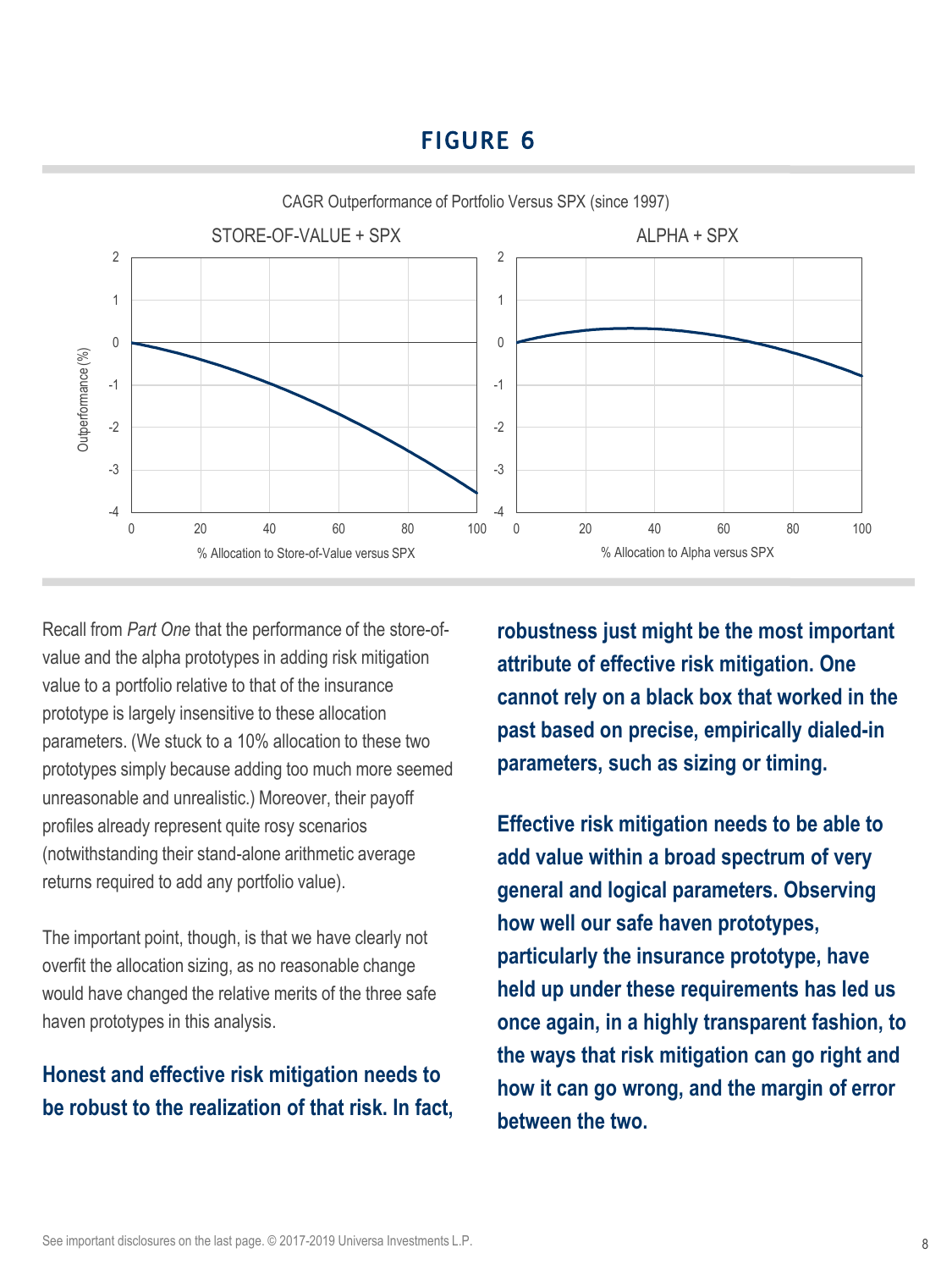## FIGURE 6

CAGR Outperformance of Portfolio Versus SPX (since 1997)

STORE-OF-VALUE + SPX

ALPHA + SPX

Outperformance (%)

% Allocation to Store-of-Value versus SPX

% Allocation to Alpha versus SPX

Recall from *Part One* that the performance of the store-of-value and the alpha prototypes in adding risk mitigation value to a portfolio relative to that of the insurance prototype is largely insensitive to these allocation parameters. (We stuck to a 10% allocation to these two prototypes simply because adding too much more seemed unreasonable and unrealistic.) Moreover, their payoff profiles already represent quite rosy scenarios (notwithstanding their stand-alone arithmetic average returns required to add any portfolio value).

The important point, though, is that we have clearly not overfit the allocation sizing, as no reasonable change would have changed the relative merits of the three safe haven prototypes in this analysis.

**Honest and effective risk mitigation needs to be robust to the realization of that risk. In fact, robustness just might be the most important attribute of effective risk mitigation. One cannot rely on a black box that worked in the past based on precise, empirically dialed-in parameters, such as sizing or timing.**

**Effective risk mitigation needs to be able to add value within a broad spectrum of very general and logical parameters. Observing how well our safe haven prototypes, particularly the insurance prototype, have held up under these requirements has led us once again, in a highly transparent fashion, to the ways that risk mitigation can go right and how it can go wrong, and the margin of error between the two.**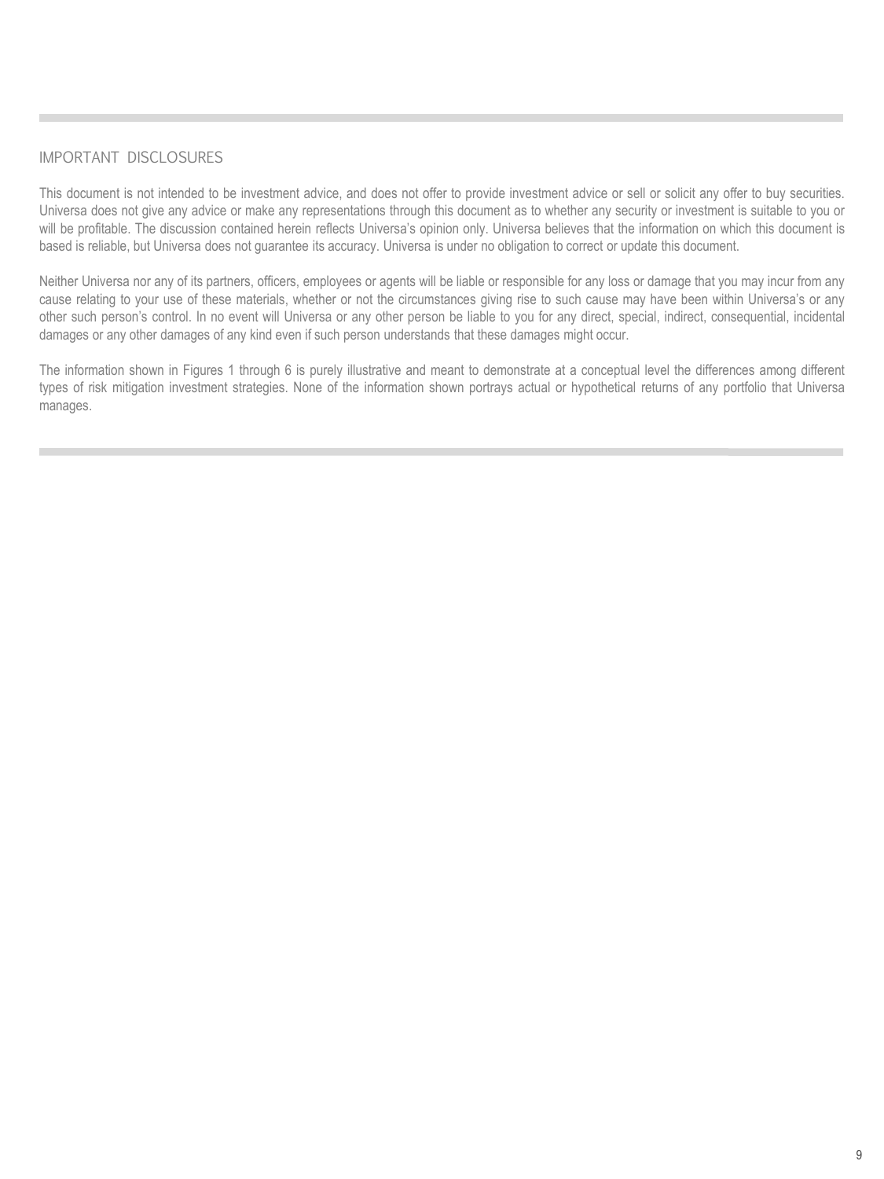## IMPORTANT DISCLOSURES

This document is not intended to be investment advice, and does not offer to provide investment advice or sell or solicit any offer to buy securities. Universa does not give any advice or make any representations through this document as to whether any security or investment is suitable to you or will be profitable. The discussion contained herein reflects Universa's opinion only. Universa believes that the information on which this document is based is reliable, but Universa does not guarantee its accuracy. Universa is under no obligation to correct or update this document.

Neither Universa nor any of its partners, officers, employees or agents will be liable or responsible for any loss or damage that you may incur from any cause relating to your use of these materials, whether or not the circumstances giving rise to such cause may have been within Universa's or any other such person's control. In no event will Universa or any other person be liable to you for any direct, special, indirect, consequential, incidental damages or any other damages of any kind even if such person understands that these damages might occur.

The information shown in Figures 1 through 6 is purely illustrative and meant to demonstrate at a conceptual level the differences among different types of risk mitigation investment strategies. None of the information shown portrays actual or hypothetical returns of any portfolio that Universa manages.